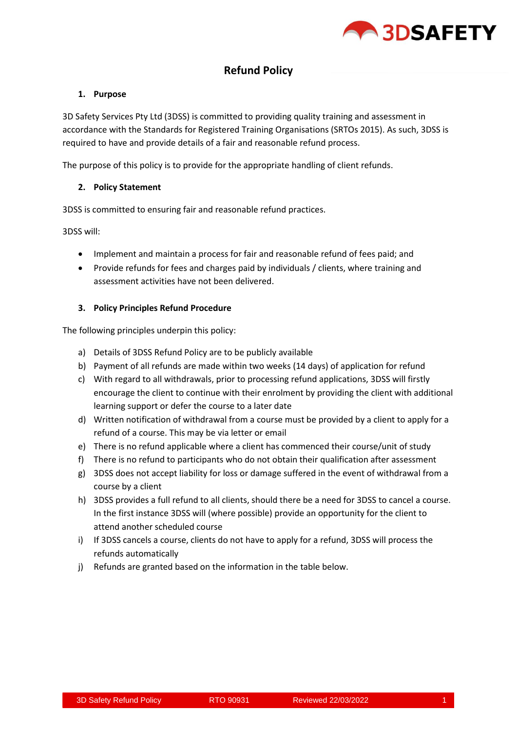# Refund Policy

## 1. Purpose

3D Safety Services Pty Ltd (3DSS) is committed to providing quality training and assessment in accordance with the Standards for Registered Training Organisations (SRTOs 2015). As such, 3DSS is required to have and provide details of a fair and reasonable refund process.

The purpose of this policy is to provide for the appropriate handling of client refunds.

## 2. Policy Statement

3DSS is committed to ensuring fair and reasonable refund practices.

3DSS will:

- Implement and maintain a process for fair and reasonable refund of fees paid; and
- Provide refunds for fees and charges paid by individuals / clients, where training and assessment activities have not been delivered.

## 3. Policy Principles Refund Procedure

The following principles underpin this policy:

a) Details of 3DSS Refund Policy are to be publicly available
b) Payment of all refunds are made within two weeks (14 days) of application for refund
c) With regard to all withdrawals, prior to processing refund applications, 3DSS will firstly encourage the client to continue with their enrolment by providing the client with additional learning support or defer the course to a later date
d) Written notification of withdrawal from a course must be provided by a client to apply for a refund of a course. This may be via letter or email
e) There is no refund applicable where a client has commenced their course/unit of study
f) There is no refund to participants who do not obtain their qualification after assessment
g) 3DSS does not accept liability for loss or damage suffered in the event of withdrawal from a course by a client
h) 3DSS provides a full refund to all clients, should there be a need for 3DSS to cancel a course. In the first instance 3DSS will (where possible) provide an opportunity for the client to attend another scheduled course
i) If 3DSS cancels a course, clients do not have to apply for a refund, 3DSS will process the refunds automatically
j) Refunds are granted based on the information in the table below.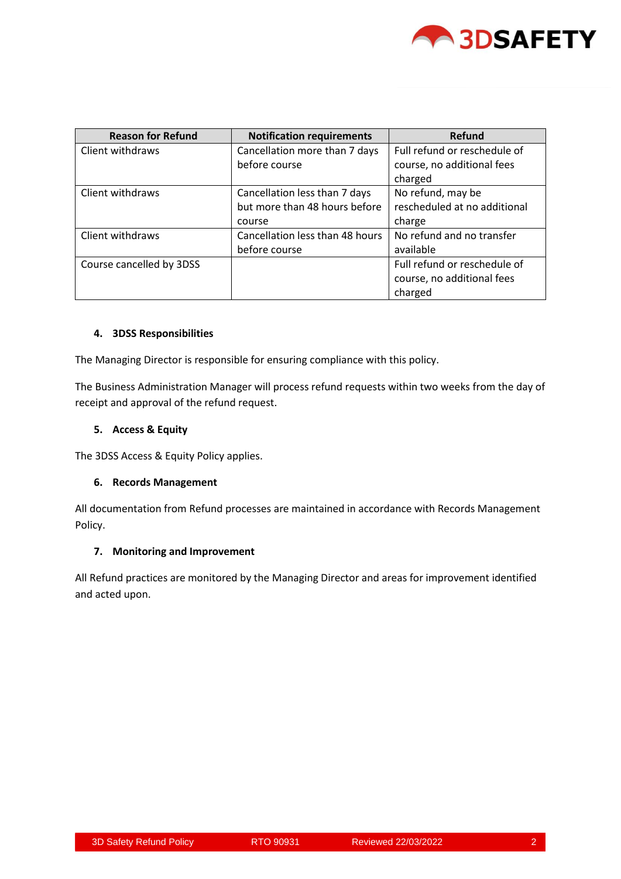| Reason for Refund | Notification requirements | Refund |
|---|---|---|
| Client withdraws | Cancellation more than 7 days before course | Full refund or reschedule of course, no additional fees charged |
| Client withdraws | Cancellation less than 7 days but more than 48 hours before course | No refund, may be rescheduled at no additional charge |
| Client withdraws | Cancellation less than 48 hours before course | No refund and no transfer available |
| Course cancelled by 3DSS | | Full refund or reschedule of course, no additional fees charged |

#### 4. 3DSS Responsibilities

The Managing Director is responsible for ensuring compliance with this policy.

The Business Administration Manager will process refund requests within two weeks from the day of receipt and approval of the refund request.

#### 5. Access & Equity

The 3DSS Access & Equity Policy applies.

#### 6. Records Management

All documentation from Refund processes are maintained in accordance with Records Management Policy.

#### 7. Monitoring and Improvement

All Refund practices are monitored by the Managing Director and areas for improvement identified and acted upon.